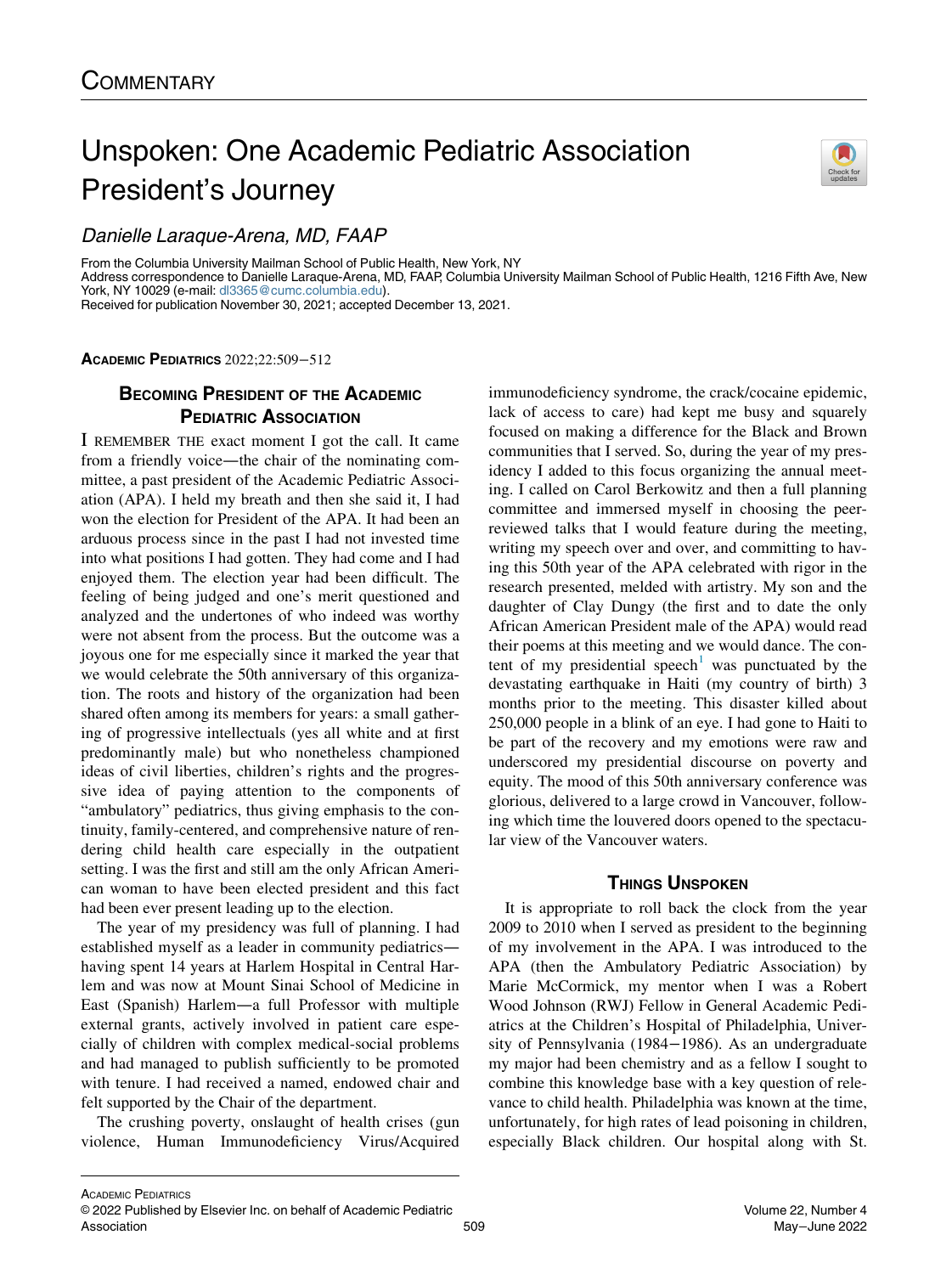# Commentary

# Unspoken: One Academic Pediatric Association President's Journey

*Danielle Laraque-Arena, MD, FAAP*

From the Columbia University Mailman School of Public Health, New York, NY
Address correspondence to Danielle Laraque-Arena, MD, FAAP, Columbia University Mailman School of Public Health, 1216 Fifth Ave, New York, NY 10029 (e-mail: dl3365@cumc.columbia.edu).
Received for publication November 30, 2021; accepted December 13, 2021.

## Becoming President of the Academic Pediatric Association

I remember the exact moment I got the call. It came from a friendly voice—the chair of the nominating committee, a past president of the Academic Pediatric Association (APA). I held my breath and then she said it, I had won the election for President of the APA. It had been an arduous process since in the past I had not invested time into what positions I had gotten. They had come and I had enjoyed them. The election year had been difficult. The feeling of being judged and one's merit questioned and analyzed and the undertones of who indeed was worthy were not absent from the process. But the outcome was a joyous one for me especially since it marked the year that we would celebrate the 50th anniversary of this organization. The roots and history of the organization had been shared often among its members for years: a small gathering of progressive intellectuals (yes all white and at first predominantly male) but who nonetheless championed ideas of civil liberties, children's rights and the progressive idea of paying attention to the components of "ambulatory" pediatrics, thus giving emphasis to the continuity, family-centered, and comprehensive nature of rendering child health care especially in the outpatient setting. I was the first and still am the only African American woman to have been elected president and this fact had been ever present leading up to the election.

The year of my presidency was full of planning. I had established myself as a leader in community pediatrics—having spent 14 years at Harlem Hospital in Central Harlem and was now at Mount Sinai School of Medicine in East (Spanish) Harlem—a full Professor with multiple external grants, actively involved in patient care especially of children with complex medical-social problems and had managed to publish sufficiently to be promoted with tenure. I had received a named, endowed chair and felt supported by the Chair of the department.

The crushing poverty, onslaught of health crises (gun violence, Human Immunodeficiency Virus/Acquired immunodeficiency syndrome, the crack/cocaine epidemic, lack of access to care) had kept me busy and squarely focused on making a difference for the Black and Brown communities that I served. So, during the year of my presidency I added to this focus organizing the annual meeting. I called on Carol Berkowitz and then a full planning committee and immersed myself in choosing the peer-reviewed talks that I would feature during the meeting, writing my speech over and over, and committing to having this 50th year of the APA celebrated with rigor in the research presented, melded with artistry. My son and the daughter of Clay Dungy (the first and to date the only African American President male of the APA) would read their poems at this meeting and we would dance. The content of my presidential speech[1] was punctuated by the devastating earthquake in Haiti (my country of birth) 3 months prior to the meeting. This disaster killed about 250,000 people in a blink of an eye. I had gone to Haiti to be part of the recovery and my emotions were raw and underscored my presidential discourse on poverty and equity. The mood of this 50th anniversary conference was glorious, delivered to a large crowd in Vancouver, following which time the louvered doors opened to the spectacular view of the Vancouver waters.

## Things Unspoken

It is appropriate to roll back the clock from the year 2009 to 2010 when I served as president to the beginning of my involvement in the APA. I was introduced to the APA (then the Ambulatory Pediatric Association) by Marie McCormick, my mentor when I was a Robert Wood Johnson (RWJ) Fellow in General Academic Pediatrics at the Children's Hospital of Philadelphia, University of Pennsylvania (1984−1986). As an undergraduate my major had been chemistry and as a fellow I sought to combine this knowledge base with a key question of relevance to child health. Philadelphia was known at the time, unfortunately, for high rates of lead poisoning in children, especially Black children. Our hospital along with St.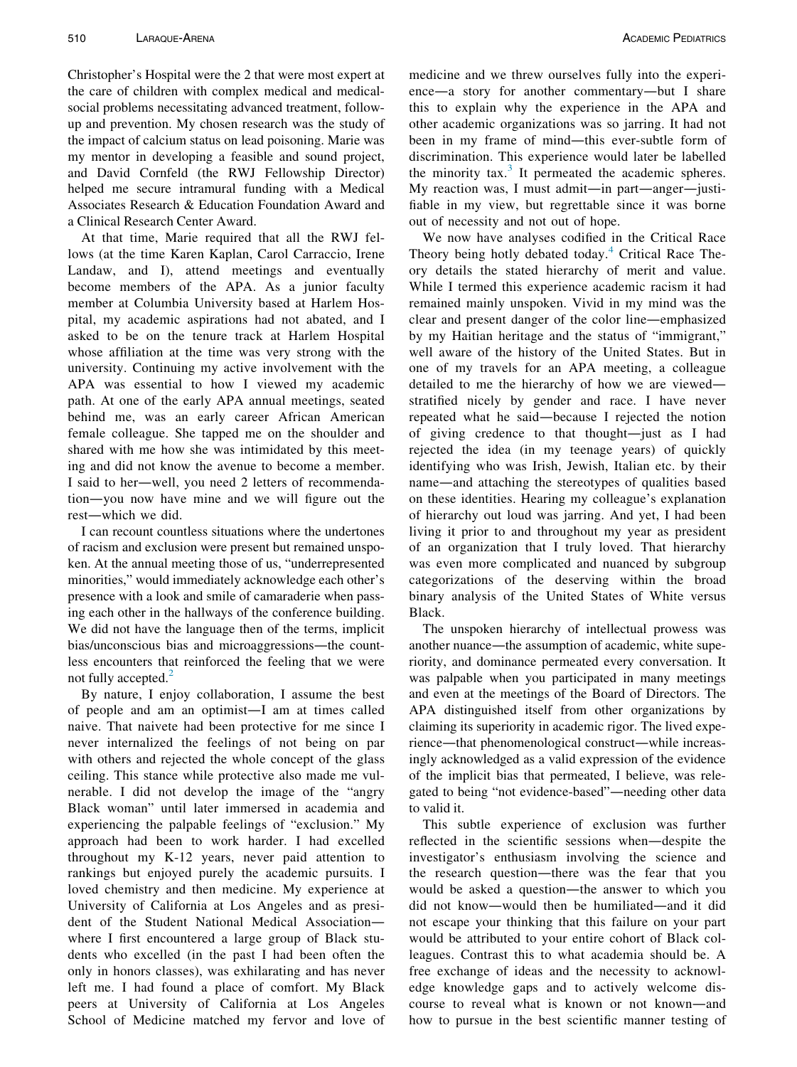Christopher's Hospital were the 2 that were most expert at the care of children with complex medical and medical-social problems necessitating advanced treatment, follow-up and prevention. My chosen research was the study of the impact of calcium status on lead poisoning. Marie was my mentor in developing a feasible and sound project, and David Cornfeld (the RWJ Fellowship Director) helped me secure intramural funding with a Medical Associates Research & Education Foundation Award and a Clinical Research Center Award.

At that time, Marie required that all the RWJ fellows (at the time Karen Kaplan, Carol Carraccio, Irene Landaw, and I), attend meetings and eventually become members of the APA. As a junior faculty member at Columbia University based at Harlem Hospital, my academic aspirations had not abated, and I asked to be on the tenure track at Harlem Hospital whose affiliation at the time was very strong with the university. Continuing my active involvement with the APA was essential to how I viewed my academic path. At one of the early APA annual meetings, seated behind me, was an early career African American female colleague. She tapped me on the shoulder and shared with me how she was intimidated by this meeting and did not know the avenue to become a member. I said to her—well, you need 2 letters of recommendation—you now have mine and we will figure out the rest—which we did.

I can recount countless situations where the undertones of racism and exclusion were present but remained unspoken. At the annual meeting those of us, "underrepresented minorities," would immediately acknowledge each other's presence with a look and smile of camaraderie when passing each other in the hallways of the conference building. We did not have the language then of the terms, implicit bias/unconscious bias and microaggressions—the countless encounters that reinforced the feeling that we were not fully accepted.[2]

By nature, I enjoy collaboration, I assume the best of people and am an optimist—I am at times called naive. That naivete had been protective for me since I never internalized the feelings of not being on par with others and rejected the whole concept of the glass ceiling. This stance while protective also made me vulnerable. I did not develop the image of the "angry Black woman" until later immersed in academia and experiencing the palpable feelings of "exclusion." My approach had been to work harder. I had excelled throughout my K-12 years, never paid attention to rankings but enjoyed purely the academic pursuits. I loved chemistry and then medicine. My experience at University of California at Los Angeles and as president of the Student National Medical Association—where I first encountered a large group of Black students who excelled (in the past I had been often the only in honors classes), was exhilarating and has never left me. I had found a place of comfort. My Black peers at University of California at Los Angeles School of Medicine matched my fervor and love of medicine and we threw ourselves fully into the experience—a story for another commentary—but I share this to explain why the experience in the APA and other academic organizations was so jarring. It had not been in my frame of mind—this ever-subtle form of discrimination. This experience would later be labelled the minority tax.[3] It permeated the academic spheres. My reaction was, I must admit—in part—anger—justifiable in my view, but regrettable since it was borne out of necessity and not out of hope.

We now have analyses codified in the Critical Race Theory being hotly debated today.[4] Critical Race Theory details the stated hierarchy of merit and value. While I termed this experience academic racism it had remained mainly unspoken. Vivid in my mind was the clear and present danger of the color line—emphasized by my Haitian heritage and the status of "immigrant," well aware of the history of the United States. But in one of my travels for an APA meeting, a colleague detailed to me the hierarchy of how we are viewed—stratified nicely by gender and race. I have never repeated what he said—because I rejected the notion of giving credence to that thought—just as I had rejected the idea (in my teenage years) of quickly identifying who was Irish, Jewish, Italian etc. by their name—and attaching the stereotypes of qualities based on these identities. Hearing my colleague's explanation of hierarchy out loud was jarring. And yet, I had been living it prior to and throughout my year as president of an organization that I truly loved. That hierarchy was even more complicated and nuanced by subgroup categorizations of the deserving within the broad binary analysis of the United States of White versus Black.

The unspoken hierarchy of intellectual prowess was another nuance—the assumption of academic, white superiority, and dominance permeated every conversation. It was palpable when you participated in many meetings and even at the meetings of the Board of Directors. The APA distinguished itself from other organizations by claiming its superiority in academic rigor. The lived experience—that phenomenological construct—while increasingly acknowledged as a valid expression of the evidence of the implicit bias that permeated, I believe, was relegated to being "not evidence-based"—needing other data to valid it.

This subtle experience of exclusion was further reflected in the scientific sessions when—despite the investigator's enthusiasm involving the science and the research question—there was the fear that you would be asked a question—the answer to which you did not know—would then be humiliated—and it did not escape your thinking that this failure on your part would be attributed to your entire cohort of Black colleagues. Contrast this to what academia should be. A free exchange of ideas and the necessity to acknowledge knowledge gaps and to actively welcome discourse to reveal what is known or not known—and how to pursue in the best scientific manner testing of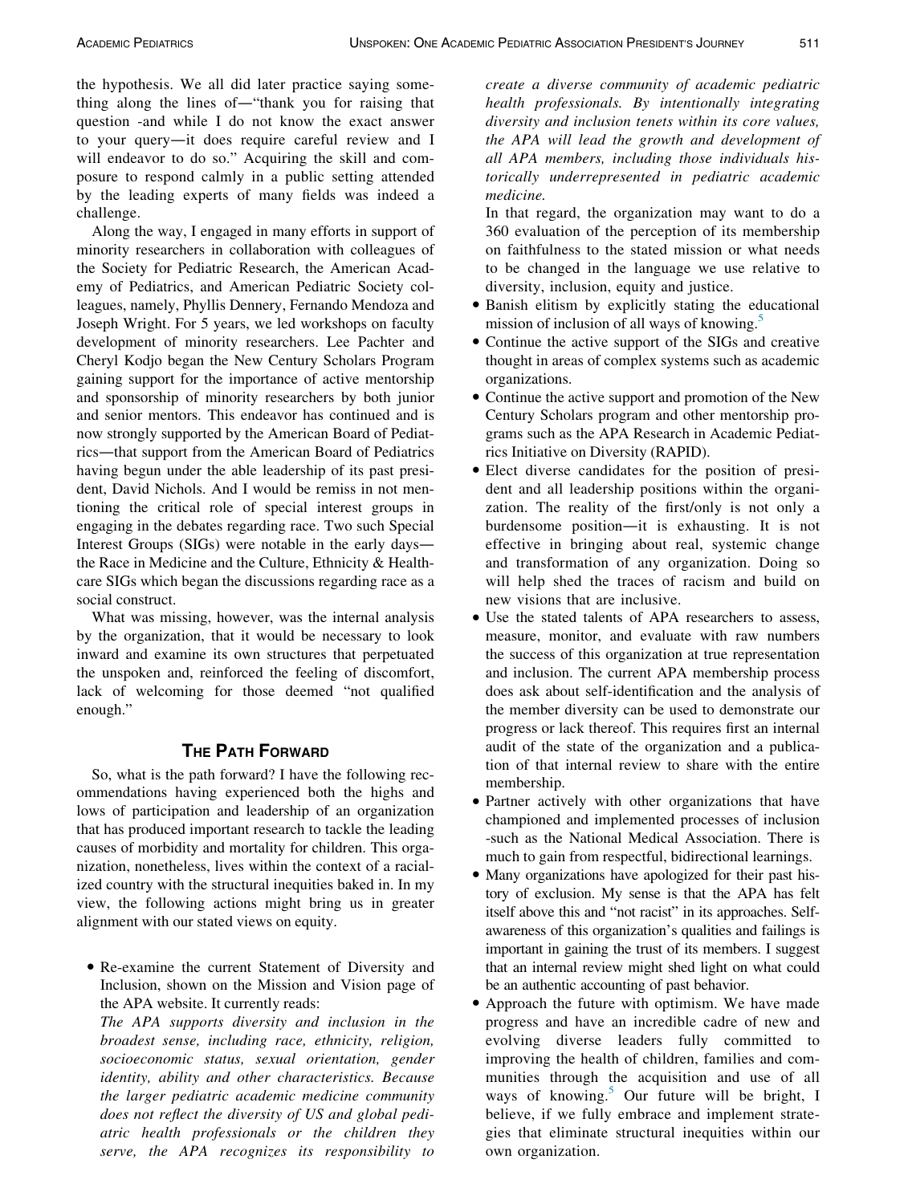the hypothesis. We all did later practice saying something along the lines of—"thank you for raising that question -and while I do not know the exact answer to your query—it does require careful review and I will endeavor to do so." Acquiring the skill and composure to respond calmly in a public setting attended by the leading experts of many fields was indeed a challenge.

Along the way, I engaged in many efforts in support of minority researchers in collaboration with colleagues of the Society for Pediatric Research, the American Academy of Pediatrics, and American Pediatric Society colleagues, namely, Phyllis Dennery, Fernando Mendoza and Joseph Wright. For 5 years, we led workshops on faculty development of minority researchers. Lee Pachter and Cheryl Kodjo began the New Century Scholars Program gaining support for the importance of active mentorship and sponsorship of minority researchers by both junior and senior mentors. This endeavor has continued and is now strongly supported by the American Board of Pediatrics—that support from the American Board of Pediatrics having begun under the able leadership of its past president, David Nichols. And I would be remiss in not mentioning the critical role of special interest groups in engaging in the debates regarding race. Two such Special Interest Groups (SIGs) were notable in the early days—the Race in Medicine and the Culture, Ethnicity & Healthcare SIGs which began the discussions regarding race as a social construct.

What was missing, however, was the internal analysis by the organization, that it would be necessary to look inward and examine its own structures that perpetuated the unspoken and, reinforced the feeling of discomfort, lack of welcoming for those deemed "not qualified enough."

## The Path Forward

So, what is the path forward? I have the following recommendations having experienced both the highs and lows of participation and leadership of an organization that has produced important research to tackle the leading causes of morbidity and mortality for children. This organization, nonetheless, lives within the context of a racialized country with the structural inequities baked in. In my view, the following actions might bring us in greater alignment with our stated views on equity.

- Re-examine the current Statement of Diversity and Inclusion, shown on the Mission and Vision page of the APA website. It currently reads:
  *The APA supports diversity and inclusion in the broadest sense, including race, ethnicity, religion, socioeconomic status, sexual orientation, gender identity, ability and other characteristics. Because the larger pediatric academic medicine community does not reflect the diversity of US and global pediatric health professionals or the children they serve, the APA recognizes its responsibility to create a diverse community of academic pediatric health professionals. By intentionally integrating diversity and inclusion tenets within its core values, the APA will lead the growth and development of all APA members, including those individuals historically underrepresented in pediatric academic medicine.*
  In that regard, the organization may want to do a 360 evaluation of the perception of its membership on faithfulness to the stated mission or what needs to be changed in the language we use relative to diversity, inclusion, equity and justice.
- Banish elitism by explicitly stating the educational mission of inclusion of all ways of knowing.[5]
- Continue the active support of the SIGs and creative thought in areas of complex systems such as academic organizations.
- Continue the active support and promotion of the New Century Scholars program and other mentorship programs such as the APA Research in Academic Pediatrics Initiative on Diversity (RAPID).
- Elect diverse candidates for the position of president and all leadership positions within the organization. The reality of the first/only is not only a burdensome position—it is exhausting. It is not effective in bringing about real, systemic change and transformation of any organization. Doing so will help shed the traces of racism and build on new visions that are inclusive.
- Use the stated talents of APA researchers to assess, measure, monitor, and evaluate with raw numbers the success of this organization at true representation and inclusion. The current APA membership process does ask about self-identification and the analysis of the member diversity can be used to demonstrate our progress or lack thereof. This requires first an internal audit of the state of the organization and a publication of that internal review to share with the entire membership.
- Partner actively with other organizations that have championed and implemented processes of inclusion -such as the National Medical Association. There is much to gain from respectful, bidirectional learnings.
- Many organizations have apologized for their past history of exclusion. My sense is that the APA has felt itself above this and "not racist" in its approaches. Self-awareness of this organization's qualities and failings is important in gaining the trust of its members. I suggest that an internal review might shed light on what could be an authentic accounting of past behavior.
- Approach the future with optimism. We have made progress and have an incredible cadre of new and evolving diverse leaders fully committed to improving the health of children, families and communities through the acquisition and use of all ways of knowing.[5] Our future will be bright, I believe, if we fully embrace and implement strategies that eliminate structural inequities within our own organization.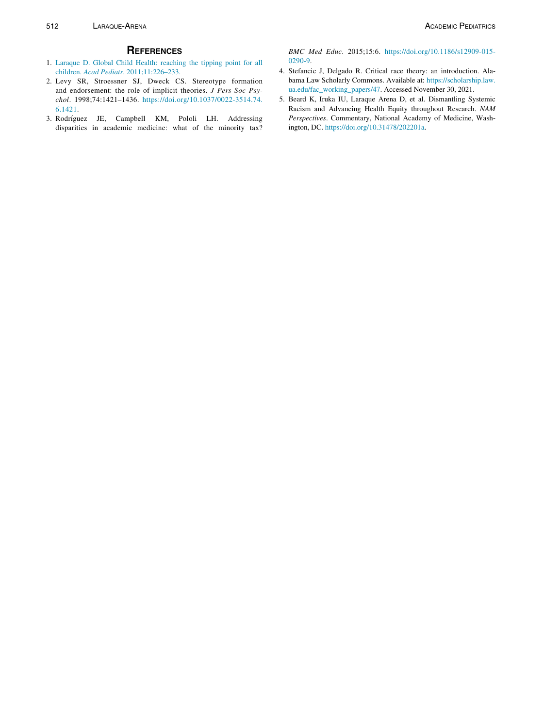## References

1. Laraque D. Global Child Health: reaching the tipping point for all children. *Acad Pediatr*. 2011;11:226–233.
2. Levy SR, Stroessner SJ, Dweck CS. Stereotype formation and endorsement: the role of implicit theories. *J Pers Soc Psychol*. 1998;74:1421–1436. https://doi.org/10.1037/0022-3514.74.6.1421.
3. Rodríguez JE, Campbell KM, Pololi LH. Addressing disparities in academic medicine: what of the minority tax? *BMC Med Educ*. 2015;15:6. https://doi.org/10.1186/s12909-015-0290-9.
4. Stefancic J, Delgado R. Critical race theory: an introduction. Alabama Law Scholarly Commons. Available at: https://scholarship.law.ua.edu/fac_working_papers/47. Accessed November 30, 2021.
5. Beard K, Iruka IU, Laraque Arena D, et al. Dismantling Systemic Racism and Advancing Health Equity throughout Research. *NAM Perspectives*. Commentary, National Academy of Medicine, Washington, DC. https://doi.org/10.31478/202201a.